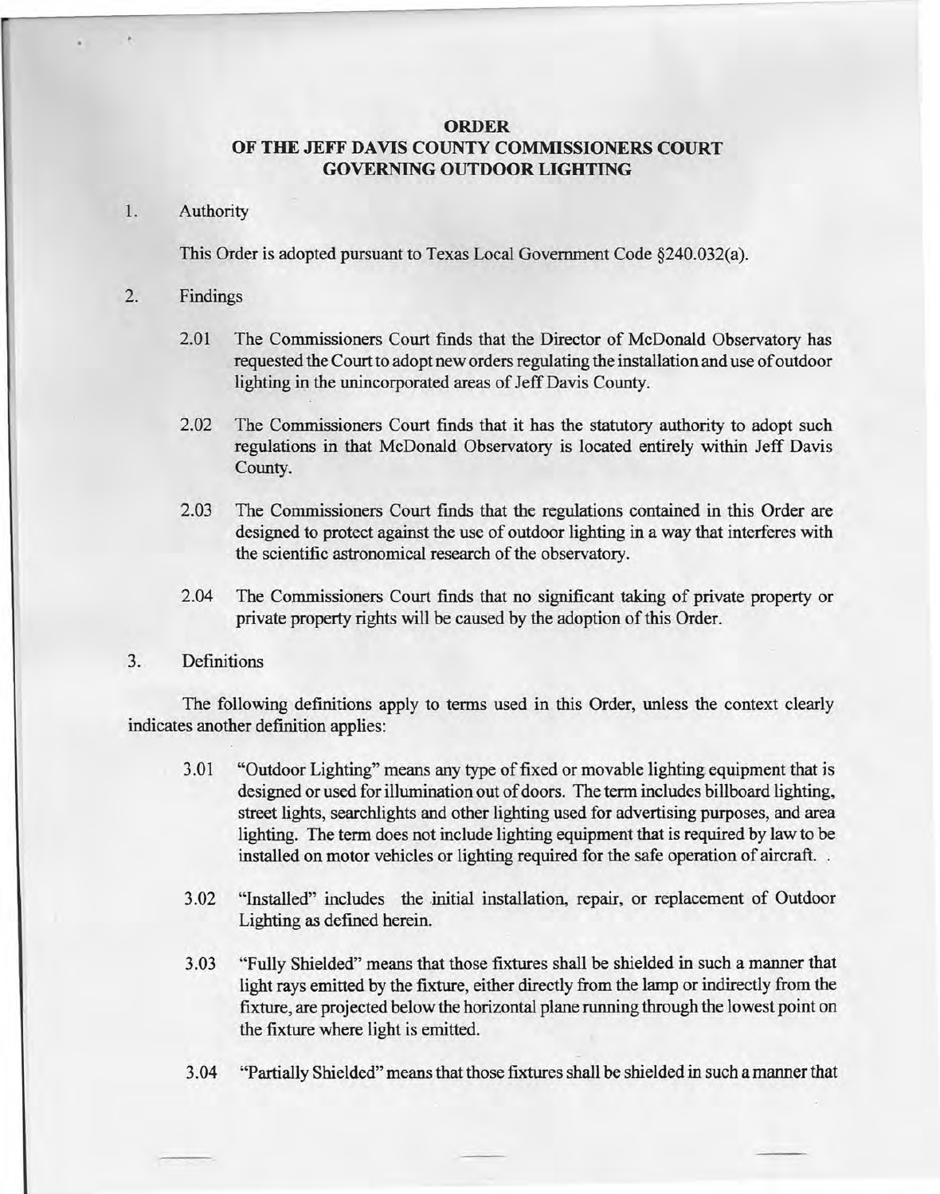# ORDER
# OF THE JEFF DAVIS COUNTY COMMISSIONERS COURT
# GOVERNING OUTDOOR LIGHTING

1. Authority

   This Order is adopted pursuant to Texas Local Government Code §240.032(a).

2. Findings

   2.01 The Commissioners Court finds that the Director of McDonald Observatory has requested the Court to adopt new orders regulating the installation and use of outdoor lighting in the unincorporated areas of Jeff Davis County.

   2.02 The Commissioners Court finds that it has the statutory authority to adopt such regulations in that McDonald Observatory is located entirely within Jeff Davis County.

   2.03 The Commissioners Court finds that the regulations contained in this Order are designed to protect against the use of outdoor lighting in a way that interferes with the scientific astronomical research of the observatory.

   2.04 The Commissioners Court finds that no significant taking of private property or private property rights will be caused by the adoption of this Order.

3. Definitions

   The following definitions apply to terms used in this Order, unless the context clearly indicates another definition applies:

   3.01 "Outdoor Lighting" means any type of fixed or movable lighting equipment that is designed or used for illumination out of doors. The term includes billboard lighting, street lights, searchlights and other lighting used for advertising purposes, and area lighting. The term does not include lighting equipment that is required by law to be installed on motor vehicles or lighting required for the safe operation of aircraft. .

   3.02 "Installed" includes the initial installation, repair, or replacement of Outdoor Lighting as defined herein.

   3.03 "Fully Shielded" means that those fixtures shall be shielded in such a manner that light rays emitted by the fixture, either directly from the lamp or indirectly from the fixture, are projected below the horizontal plane running through the lowest point on the fixture where light is emitted.

   3.04 "Partially Shielded" means that those fixtures shall be shielded in such a manner that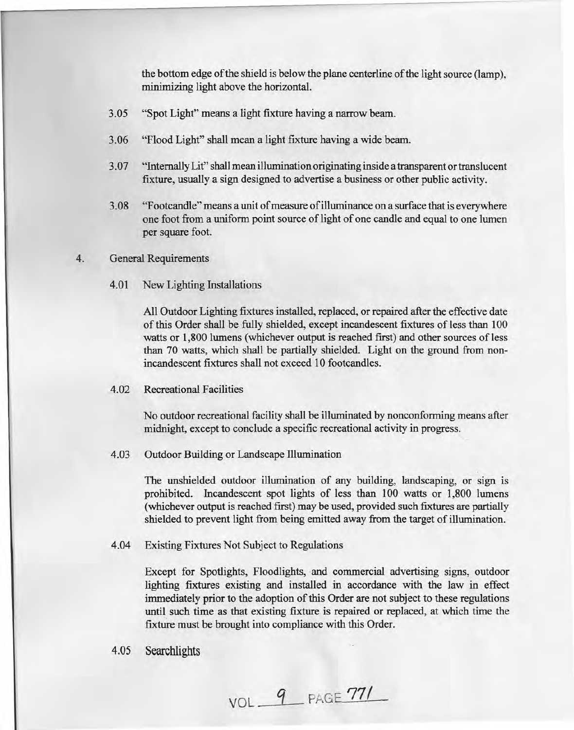the bottom edge of the shield is below the plane centerline of the light source (lamp), minimizing light above the horizontal.

3.05 "Spot Light" means a light fixture having a narrow beam.

3.06 "Flood Light" shall mean a light fixture having a wide beam.

3.07 "Internally Lit" shall mean illumination originating inside a transparent or translucent fixture, usually a sign designed to advertise a business or other public activity.

3.08 "Footcandle" means a unit of measure of illuminance on a surface that is everywhere one foot from a uniform point source of light of one candle and equal to one lumen per square foot.

4. General Requirements

4.01 New Lighting Installations

All Outdoor Lighting fixtures installed, replaced, or repaired after the effective date of this Order shall be fully shielded, except incandescent fixtures of less than 100 watts or 1,800 lumens (whichever output is reached first) and other sources of less than 70 watts, which shall be partially shielded. Light on the ground from non-incandescent fixtures shall not exceed 10 footcandles.

4.02 Recreational Facilities

No outdoor recreational facility shall be illuminated by nonconforming means after midnight, except to conclude a specific recreational activity in progress.

4.03 Outdoor Building or Landscape Illumination

The unshielded outdoor illumination of any building, landscaping, or sign is prohibited. Incandescent spot lights of less than 100 watts or 1,800 lumens (whichever output is reached first) may be used, provided such fixtures are partially shielded to prevent light from being emitted away from the target of illumination.

4.04 Existing Fixtures Not Subject to Regulations

Except for Spotlights, Floodlights, and commercial advertising signs, outdoor lighting fixtures existing and installed in accordance with the law in effect immediately prior to the adoption of this Order are not subject to these regulations until such time as that existing fixture is repaired or replaced, at which time the fixture must be brought into compliance with this Order.

4.05 Searchlights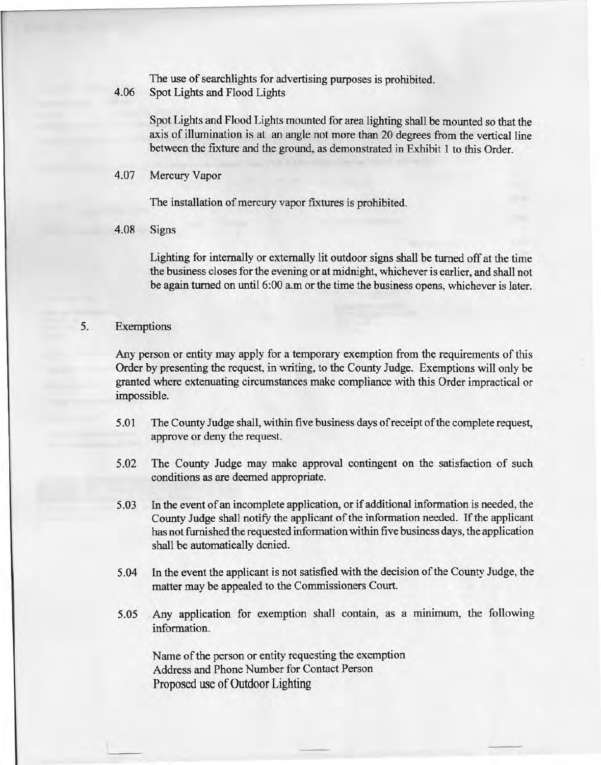The use of searchlights for advertising purposes is prohibited.

4.06 Spot Lights and Flood Lights

Spot Lights and Flood Lights mounted for area lighting shall be mounted so that the axis of illumination is at an angle not more than 20 degrees from the vertical line between the fixture and the ground, as demonstrated in Exhibit 1 to this Order.

4.07 Mercury Vapor

The installation of mercury vapor fixtures is prohibited.

4.08 Signs

Lighting for internally or externally lit outdoor signs shall be turned off at the time the business closes for the evening or at midnight, whichever is earlier, and shall not be again turned on until 6:00 a.m or the time the business opens, whichever is later.

## 5. Exemptions

Any person or entity may apply for a temporary exemption from the requirements of this Order by presenting the request, in writing, to the County Judge. Exemptions will only be granted where extenuating circumstances make compliance with this Order impractical or impossible.

5.01 The County Judge shall, within five business days of receipt of the complete request, approve or deny the request.

5.02 The County Judge may make approval contingent on the satisfaction of such conditions as are deemed appropriate.

5.03 In the event of an incomplete application, or if additional information is needed, the County Judge shall notify the applicant of the information needed. If the applicant has not furnished the requested information within five business days, the application shall be automatically denied.

5.04 In the event the applicant is not satisfied with the decision of the County Judge, the matter may be appealed to the Commissioners Court.

5.05 Any application for exemption shall contain, as a minimum, the following information.

Name of the person or entity requesting the exemption
Address and Phone Number for Contact Person
Proposed use of Outdoor Lighting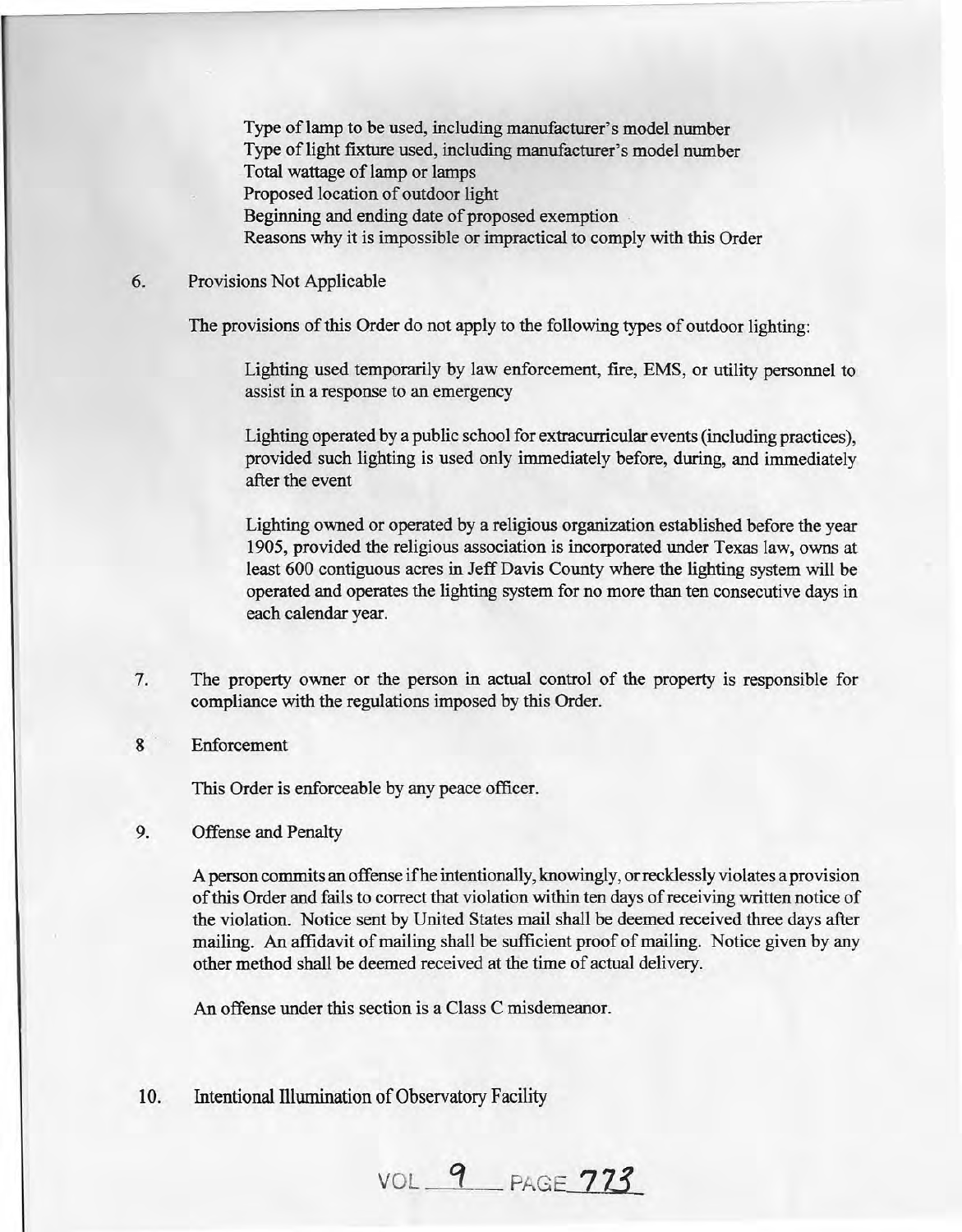Type of lamp to be used, including manufacturer's model number
Type of light fixture used, including manufacturer's model number
Total wattage of lamp or lamps
Proposed location of outdoor light
Beginning and ending date of proposed exemption
Reasons why it is impossible or impractical to comply with this Order

6. Provisions Not Applicable

The provisions of this Order do not apply to the following types of outdoor lighting:

Lighting used temporarily by law enforcement, fire, EMS, or utility personnel to assist in a response to an emergency

Lighting operated by a public school for extracurricular events (including practices), provided such lighting is used only immediately before, during, and immediately after the event

Lighting owned or operated by a religious organization established before the year 1905, provided the religious association is incorporated under Texas law, owns at least 600 contiguous acres in Jeff Davis County where the lighting system will be operated and operates the lighting system for no more than ten consecutive days in each calendar year.

7. The property owner or the person in actual control of the property is responsible for compliance with the regulations imposed by this Order.

8 Enforcement

This Order is enforceable by any peace officer.

9. Offense and Penalty

A person commits an offense if he intentionally, knowingly, or recklessly violates a provision of this Order and fails to correct that violation within ten days of receiving written notice of the violation. Notice sent by United States mail shall be deemed received three days after mailing. An affidavit of mailing shall be sufficient proof of mailing. Notice given by any other method shall be deemed received at the time of actual delivery.

An offense under this section is a Class C misdemeanor.

10. Intentional Illumination of Observatory Facility

VOL 9 PAGE 773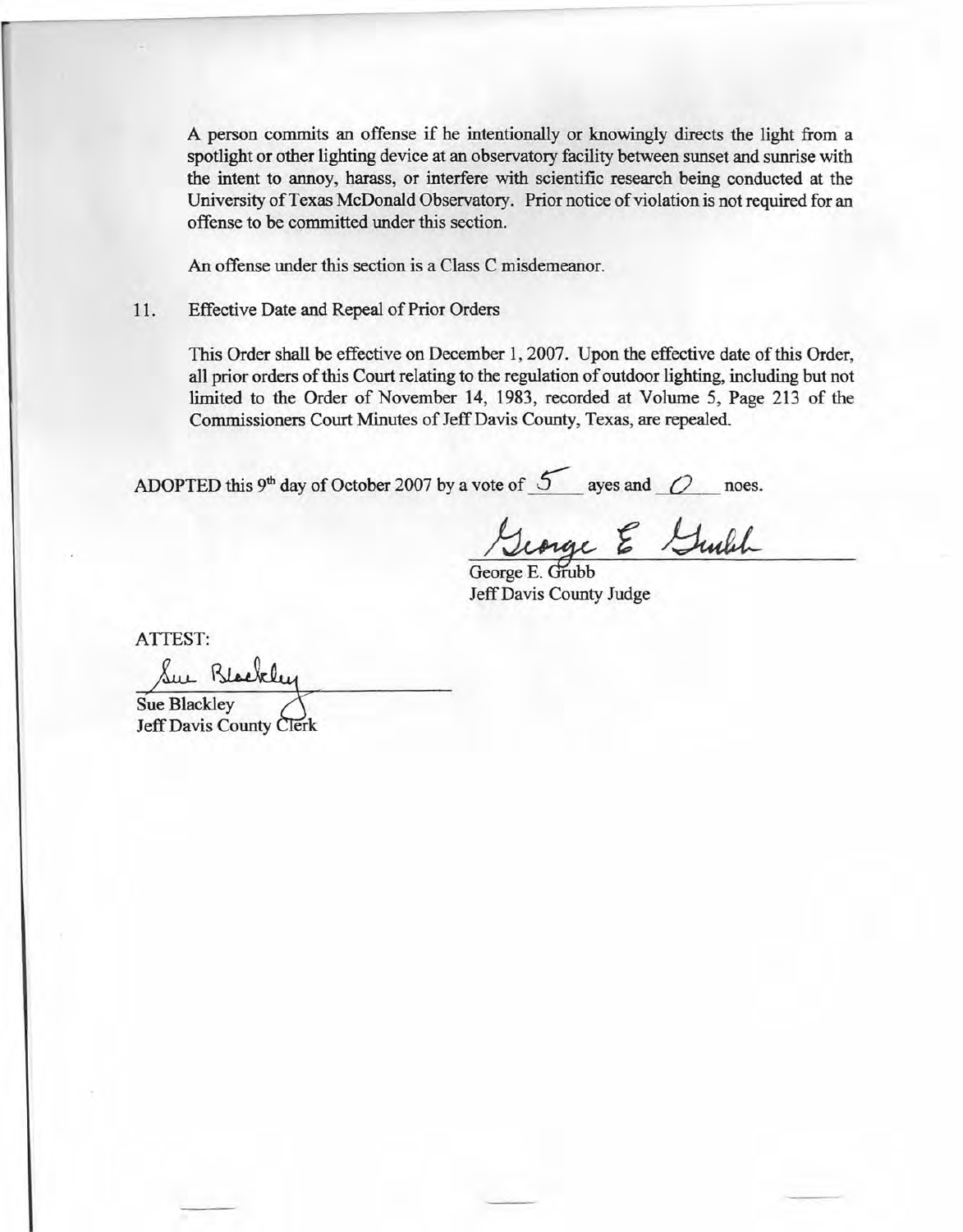A person commits an offense if he intentionally or knowingly directs the light from a spotlight or other lighting device at an observatory facility between sunset and sunrise with the intent to annoy, harass, or interfere with scientific research being conducted at the University of Texas McDonald Observatory. Prior notice of violation is not required for an offense to be committed under this section.

An offense under this section is a Class C misdemeanor.

11. Effective Date and Repeal of Prior Orders

This Order shall be effective on December 1, 2007. Upon the effective date of this Order, all prior orders of this Court relating to the regulation of outdoor lighting, including but not limited to the Order of November 14, 1983, recorded at Volume 5, Page 213 of the Commissioners Court Minutes of Jeff Davis County, Texas, are repealed.

ADOPTED this 9th day of October 2007 by a vote of 5 ayes and 0 noes.

George E. Grubb
Jeff Davis County Judge

ATTEST:

Sue Blackley
Jeff Davis County Clerk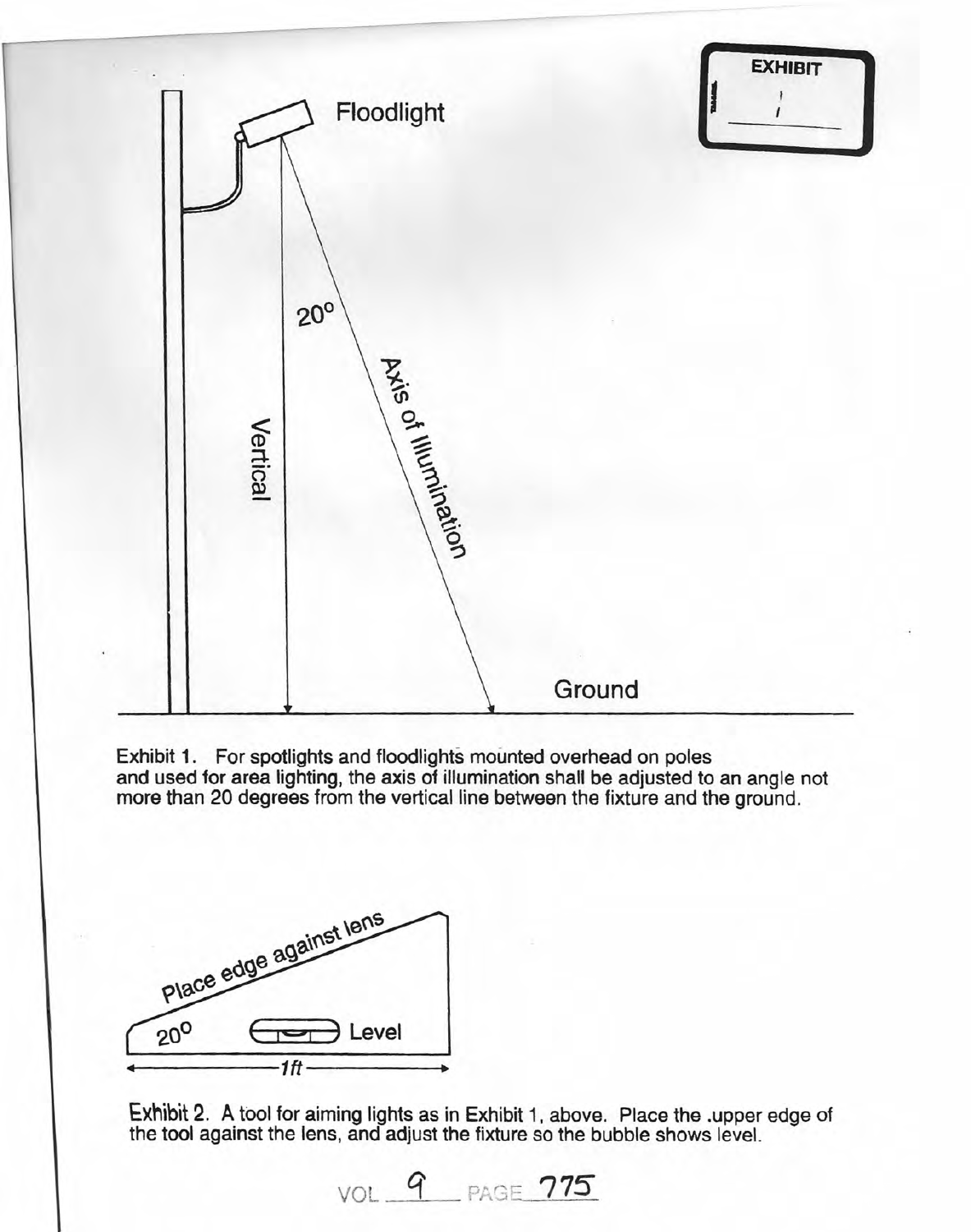EXHIBIT 1

Floodlight

20°

Vertical

Axis of Illumination

Ground

Exhibit 1. For spotlights and floodlights mounted overhead on poles and used for area lighting, the axis of illumination shall be adjusted to an angle not more than 20 degrees from the vertical line between the fixture and the ground.

Place edge against lens

20°

Level

1ft

Exhibit 2. A tool for aiming lights as in Exhibit 1, above. Place the .upper edge of the tool against the lens, and adjust the fixture so the bubble shows level.

VOL 9 PAGE 775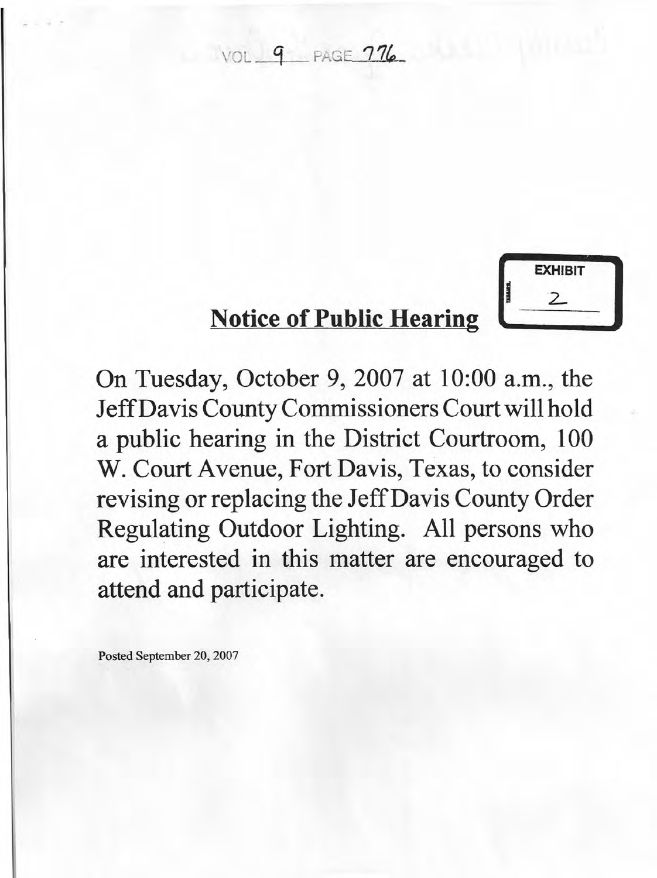VOL 9 PAGE 776

EXHIBIT
2

## Notice of Public Hearing

On Tuesday, October 9, 2007 at 10:00 a.m., the Jeff Davis County Commissioners Court will hold a public hearing in the District Courtroom, 100 W. Court Avenue, Fort Davis, Texas, to consider revising or replacing the Jeff Davis County Order Regulating Outdoor Lighting. All persons who are interested in this matter are encouraged to attend and participate.

Posted September 20, 2007